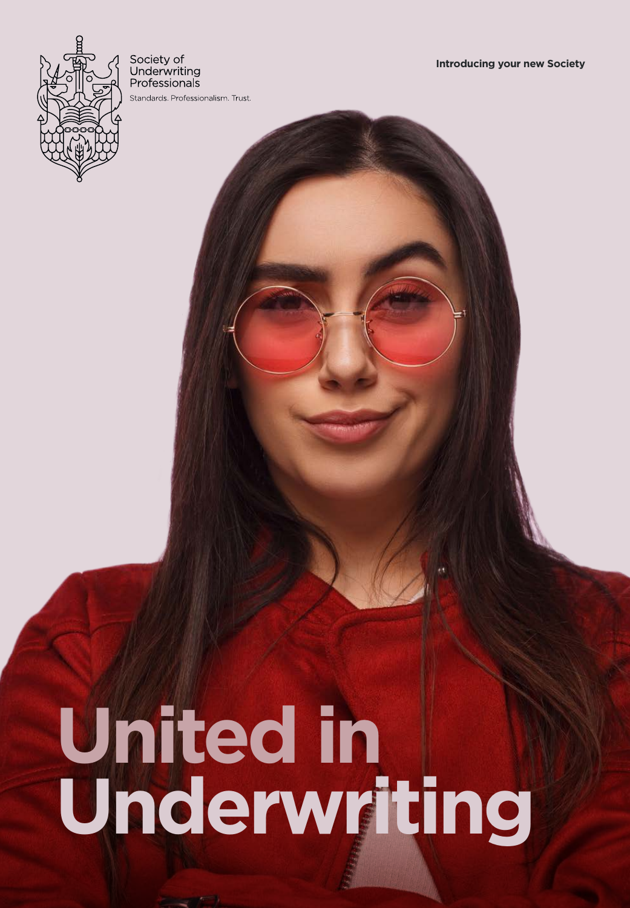Society of Underwriting Professionals

Standards. Professionalism. Trust.

**Introducing your new Society**

# United in Underwriting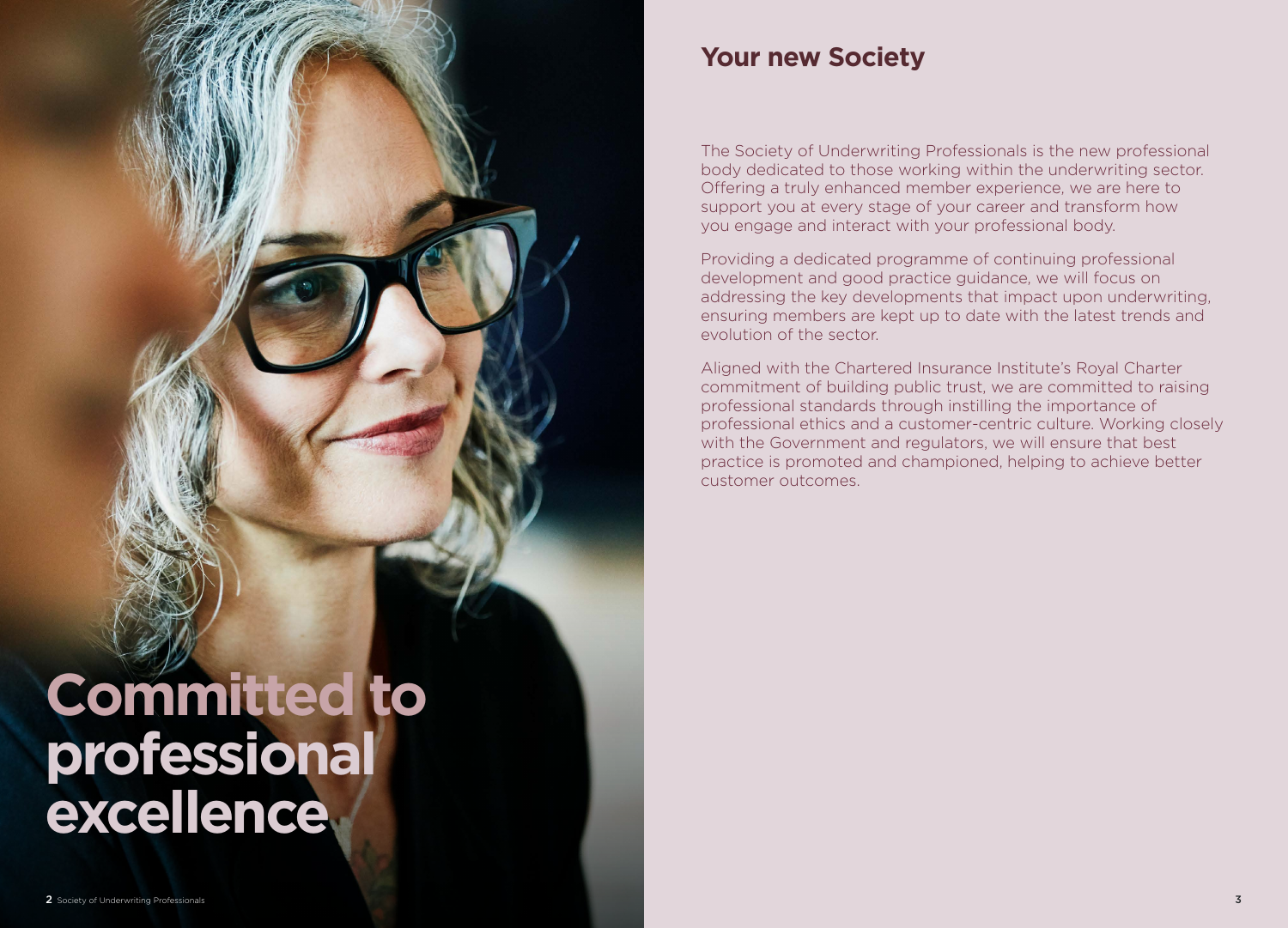# Committed to professional excellence

## Your new Society

The Society of Underwriting Professionals is the new professional body dedicated to those working within the underwriting sector. Offering a truly enhanced member experience, we are here to support you at every stage of your career and transform how you engage and interact with your professional body.

Providing a dedicated programme of continuing professional development and good practice guidance, we will focus on addressing the key developments that impact upon underwriting, ensuring members are kept up to date with the latest trends and evolution of the sector.

Aligned with the Chartered Insurance Institute's Royal Charter commitment of building public trust, we are committed to raising professional standards through instilling the importance of professional ethics and a customer-centric culture. Working closely with the Government and regulators, we will ensure that best practice is promoted and championed, helping to achieve better customer outcomes.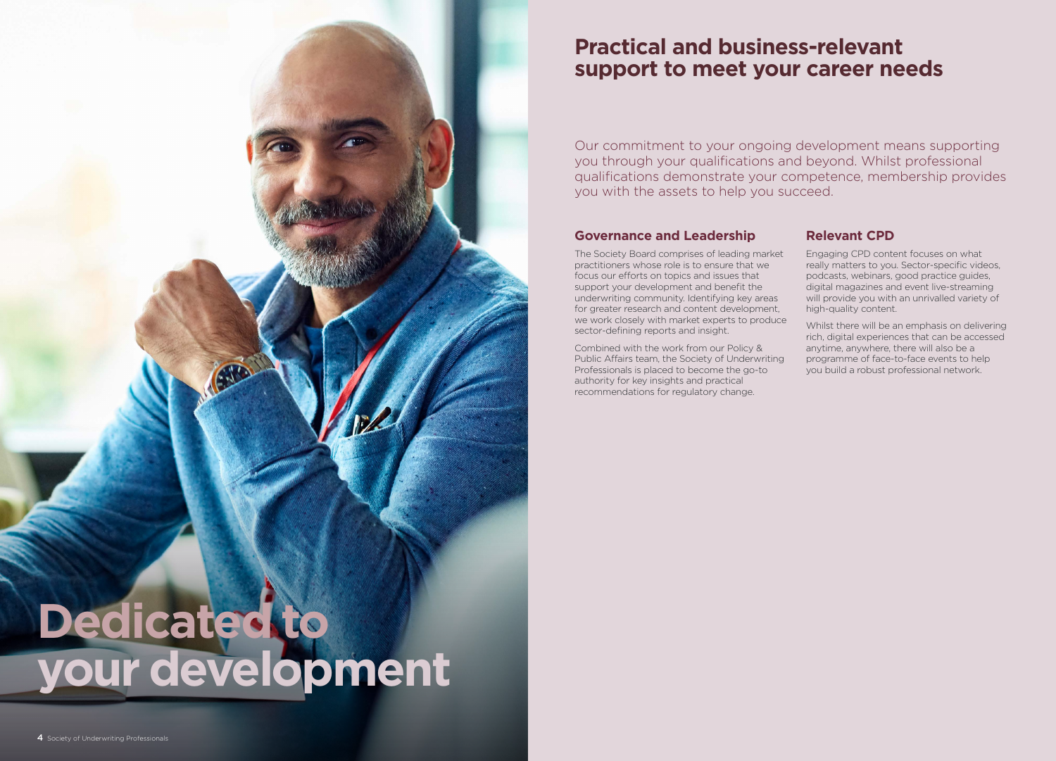# Dedicated to your development

## Practical and business-relevant support to meet your career needs

Our commitment to your ongoing development means supporting you through your qualifications and beyond. Whilst professional qualifications demonstrate your competence, membership provides you with the assets to help you succeed.

### Governance and Leadership

The Society Board comprises of leading market practitioners whose role is to ensure that we focus our efforts on topics and issues that support your development and benefit the underwriting community. Identifying key areas for greater research and content development, we work closely with market experts to produce sector-defining reports and insight.

Combined with the work from our Policy & Public Affairs team, the Society of Underwriting Professionals is placed to become the go-to authority for key insights and practical recommendations for regulatory change.

### Relevant CPD

Engaging CPD content focuses on what really matters to you. Sector-specific videos, podcasts, webinars, good practice guides, digital magazines and event live-streaming will provide you with an unrivalled variety of high-quality content.

Whilst there will be an emphasis on delivering rich, digital experiences that can be accessed anytime, anywhere, there will also be a programme of face-to-face events to help you build a robust professional network.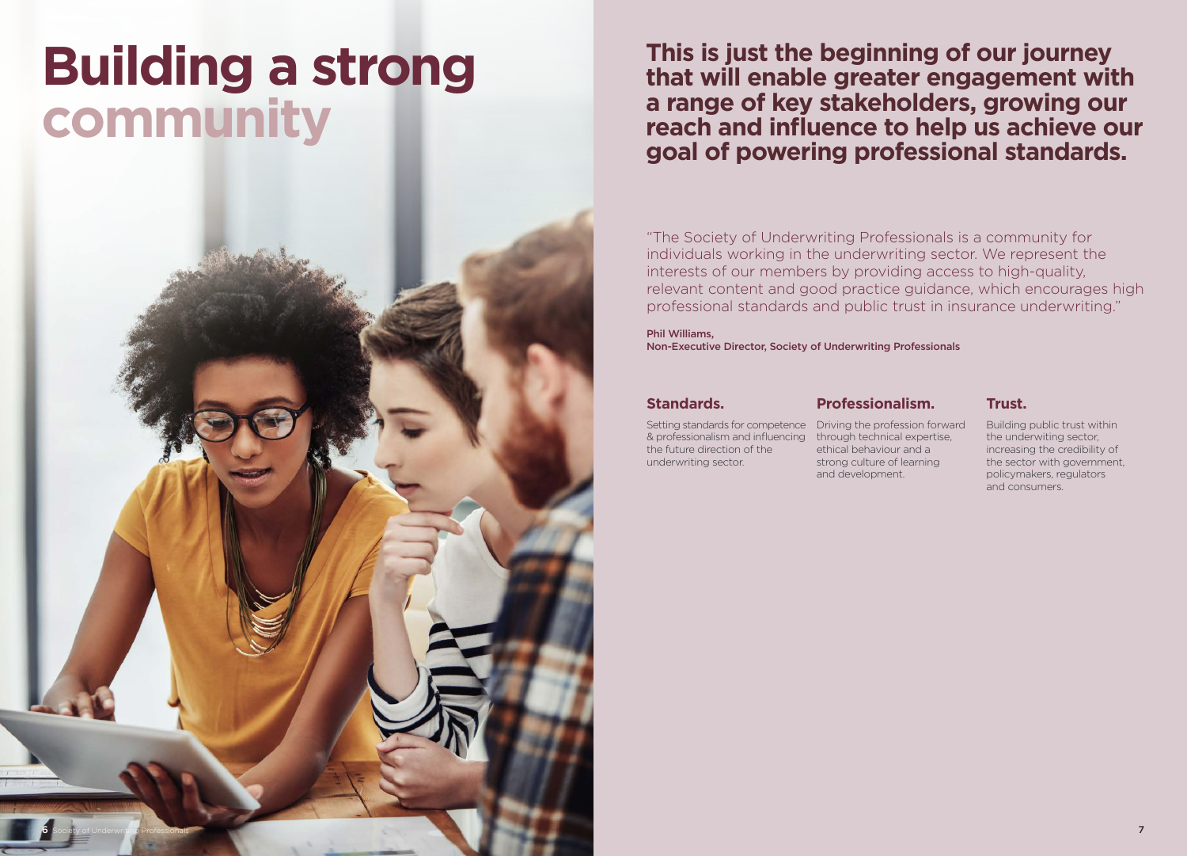# Building a strong community

## This is just the beginning of our journey that will enable greater engagement with a range of key stakeholders, growing our reach and influence to help us achieve our goal of powering professional standards.

"The Society of Underwriting Professionals is a community for individuals working in the underwriting sector. We represent the interests of our members by providing access to high-quality, relevant content and good practice guidance, which encourages high professional standards and public trust in insurance underwriting."

**Phil Williams,**
**Non-Executive Director, Society of Underwriting Professionals**

### Standards.

Setting standards for competence & professionalism and influencing the future direction of the underwriting sector.

### Professionalism.

Driving the profession forward through technical expertise, ethical behaviour and a strong culture of learning and development.

### Trust.

Building public trust within the underwiting sector, increasing the credibility of the sector with government, policymakers, regulators and consumers.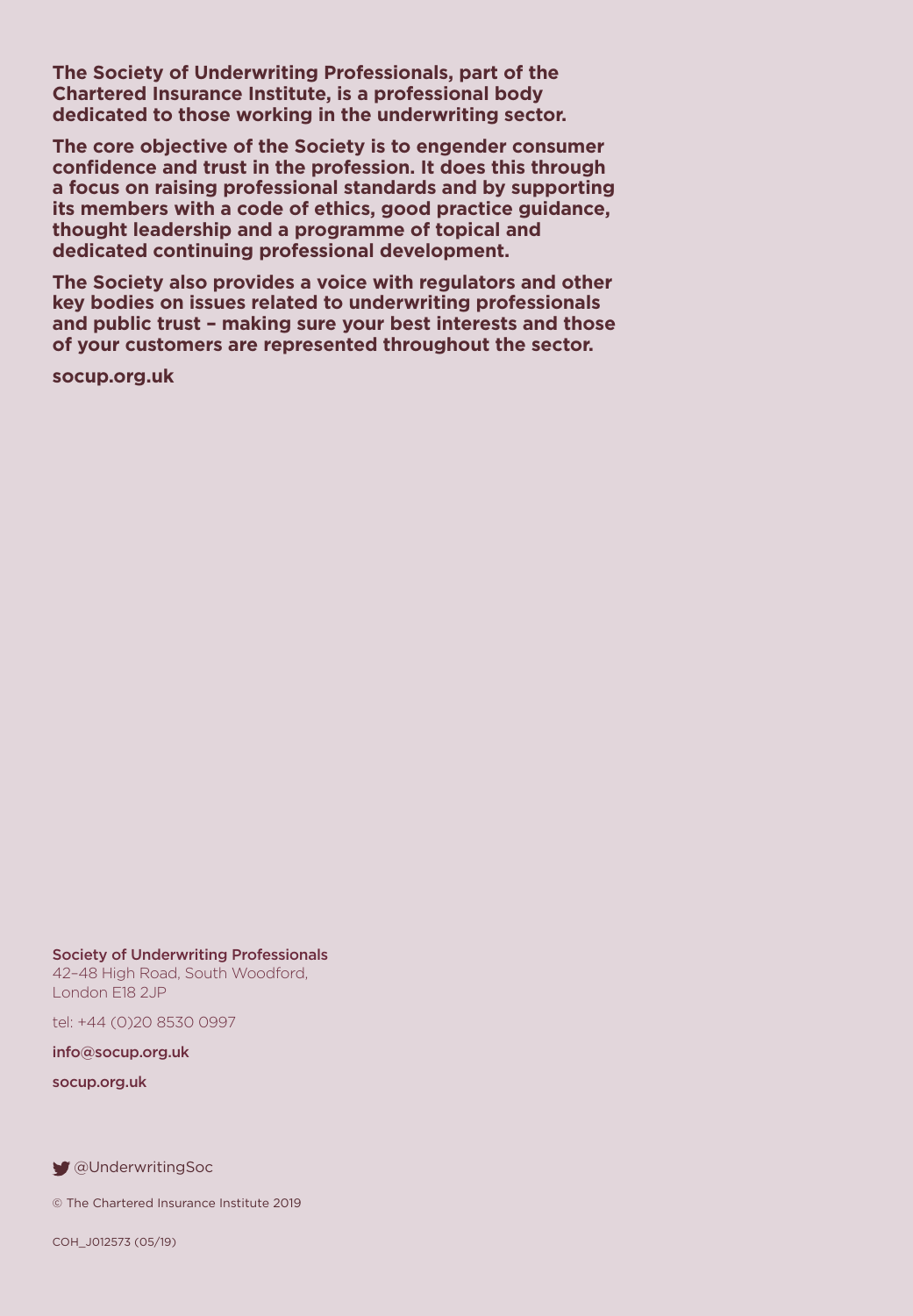**The Society of Underwriting Professionals, part of the Chartered Insurance Institute, is a professional body dedicated to those working in the underwriting sector.**

**The core objective of the Society is to engender consumer confidence and trust in the profession. It does this through a focus on raising professional standards and by supporting its members with a code of ethics, good practice guidance, thought leadership and a programme of topical and dedicated continuing professional development.**

**The Society also provides a voice with regulators and other key bodies on issues related to underwriting professionals and public trust – making sure your best interests and those of your customers are represented throughout the sector.**

**socup.org.uk**

Society of Underwriting Professionals
42–48 High Road, South Woodford,
London E18 2JP

tel: +44 (0)20 8530 0997

info@socup.org.uk

socup.org.uk

@UnderwritingSoc

© The Chartered Insurance Institute 2019

COH_J012573 (05/19)